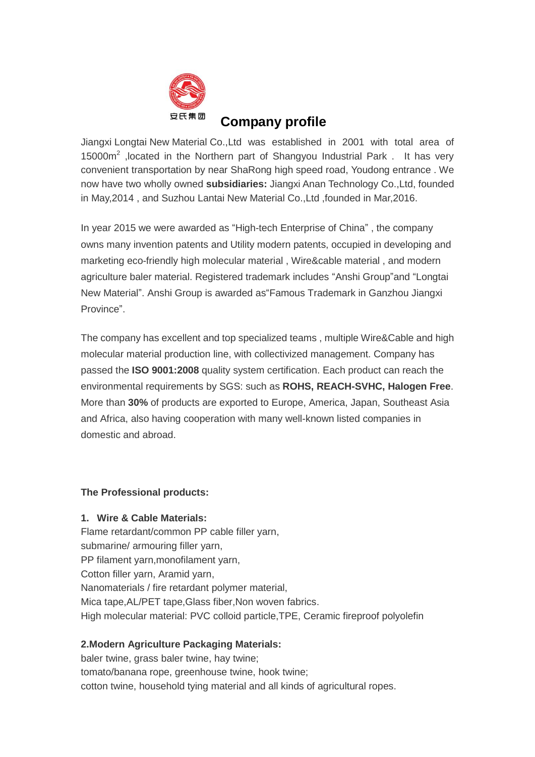安氏集团

# Company profile

Jiangxi Longtai New Material Co.,Ltd was established in 2001 with total area of 15000m$^2$ ,located in the Northern part of Shangyou Industrial Park . It has very convenient transportation by near ShaRong high speed road, Youdong entrance . We now have two wholly owned **subsidiaries:** Jiangxi Anan Technology Co.,Ltd, founded in May,2014 , and Suzhou Lantai New Material Co.,Ltd ,founded in Mar,2016.

In year 2015 we were awarded as "High-tech Enterprise of China" , the company owns many invention patents and Utility modern patents, occupied in developing and marketing eco-friendly high molecular material , Wire&cable material , and modern agriculture baler material. Registered trademark includes "Anshi Group"and "Longtai New Material". Anshi Group is awarded as"Famous Trademark in Ganzhou Jiangxi Province".

The company has excellent and top specialized teams , multiple Wire&Cable and high molecular material production line, with collectivized management. Company has passed the **ISO 9001:2008** quality system certification. Each product can reach the environmental requirements by SGS: such as **ROHS, REACH-SVHC, Halogen Free**. More than **30%** of products are exported to Europe, America, Japan, Southeast Asia and Africa, also having cooperation with many well-known listed companies in domestic and abroad.

**The Professional products:**

**1. Wire & Cable Materials:**

Flame retardant/common PP cable filler yarn,
submarine/ armouring filler yarn,
PP filament yarn,monofilament yarn,
Cotton filler yarn, Aramid yarn,
Nanomaterials / fire retardant polymer material,
Mica tape,AL/PET tape,Glass fiber,Non woven fabrics.
High molecular material: PVC colloid particle,TPE, Ceramic fireproof polyolefin

**2.Modern Agriculture Packaging Materials:**

baler twine, grass baler twine, hay twine;
tomato/banana rope, greenhouse twine, hook twine;
cotton twine, household tying material and all kinds of agricultural ropes.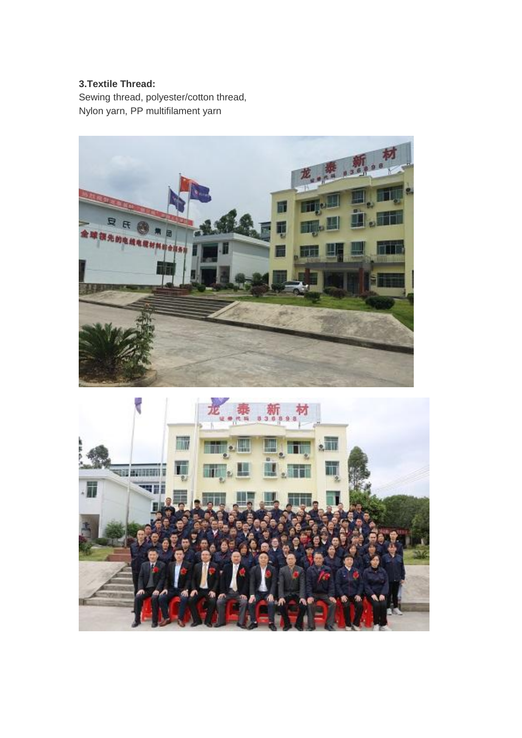**3.Textile Thread:**
Sewing thread, polyester/cotton thread,
Nylon yarn, PP multifilament yarn